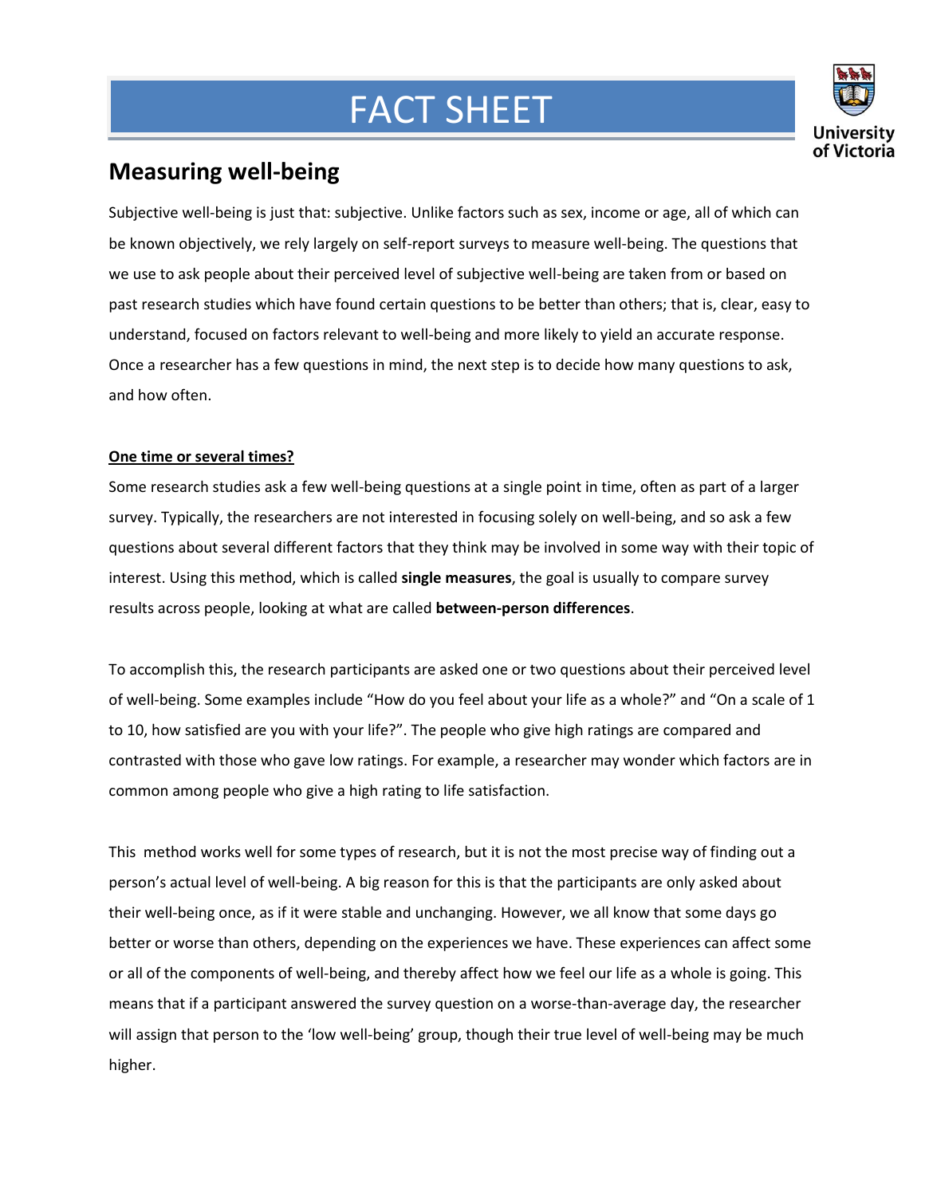# FACT SHEET

University of Victoria

## Measuring well-being

Subjective well-being is just that: subjective. Unlike factors such as sex, income or age, all of which can be known objectively, we rely largely on self-report surveys to measure well-being. The questions that we use to ask people about their perceived level of subjective well-being are taken from or based on past research studies which have found certain questions to be better than others; that is, clear, easy to understand, focused on factors relevant to well-being and more likely to yield an accurate response. Once a researcher has a few questions in mind, the next step is to decide how many questions to ask, and how often.

### One time or several times?

Some research studies ask a few well-being questions at a single point in time, often as part of a larger survey. Typically, the researchers are not interested in focusing solely on well-being, and so ask a few questions about several different factors that they think may be involved in some way with their topic of interest. Using this method, which is called **single measures**, the goal is usually to compare survey results across people, looking at what are called **between-person differences**.

To accomplish this, the research participants are asked one or two questions about their perceived level of well-being. Some examples include "How do you feel about your life as a whole?" and "On a scale of 1 to 10, how satisfied are you with your life?". The people who give high ratings are compared and contrasted with those who gave low ratings. For example, a researcher may wonder which factors are in common among people who give a high rating to life satisfaction.

This method works well for some types of research, but it is not the most precise way of finding out a person's actual level of well-being. A big reason for this is that the participants are only asked about their well-being once, as if it were stable and unchanging. However, we all know that some days go better or worse than others, depending on the experiences we have. These experiences can affect some or all of the components of well-being, and thereby affect how we feel our life as a whole is going. This means that if a participant answered the survey question on a worse-than-average day, the researcher will assign that person to the 'low well-being' group, though their true level of well-being may be much higher.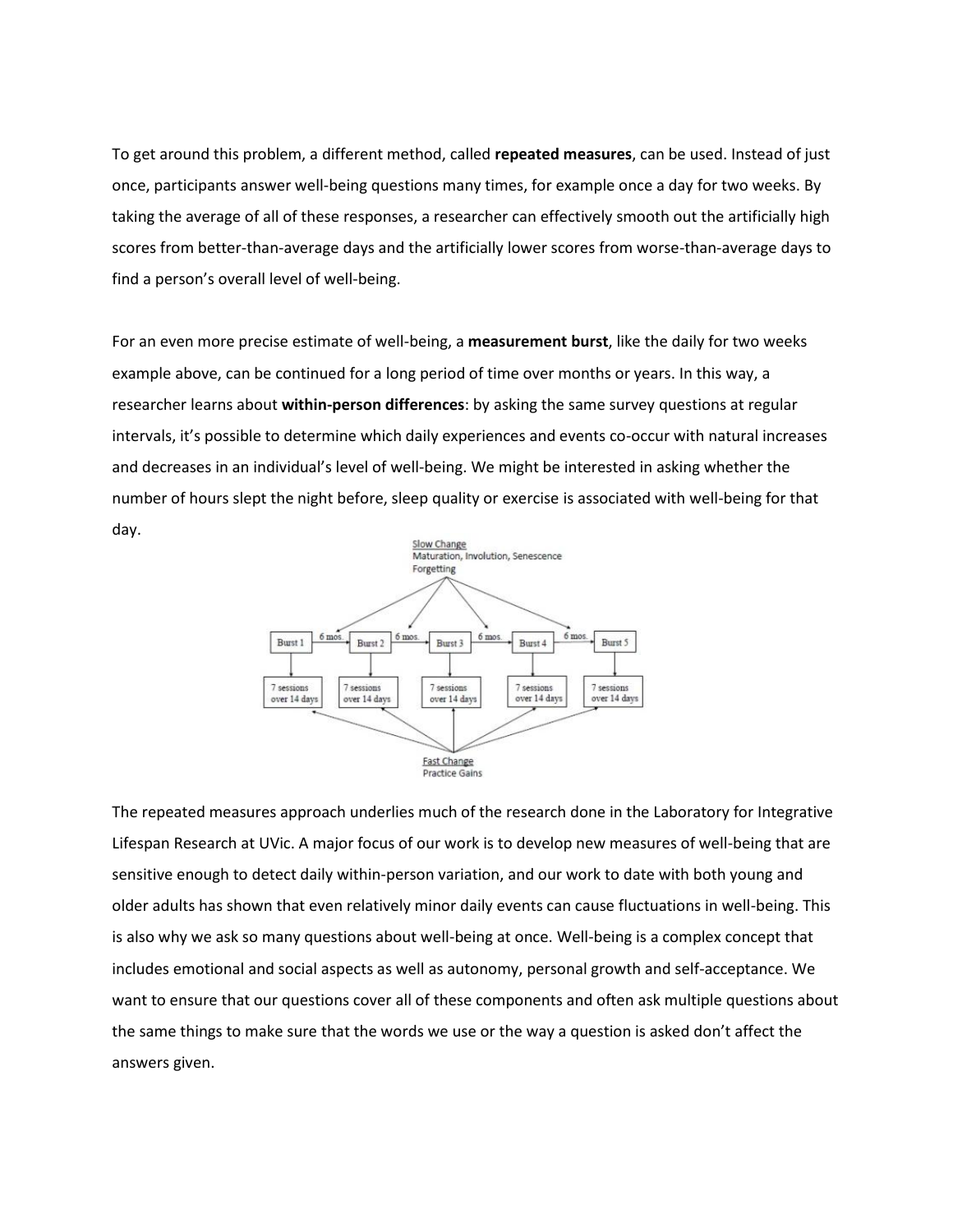To get around this problem, a different method, called **repeated measures**, can be used. Instead of just once, participants answer well-being questions many times, for example once a day for two weeks. By taking the average of all of these responses, a researcher can effectively smooth out the artificially high scores from better-than-average days and the artificially lower scores from worse-than-average days to find a person's overall level of well-being.

For an even more precise estimate of well-being, a **measurement burst**, like the daily for two weeks example above, can be continued for a long period of time over months or years. In this way, a researcher learns about **within-person differences**: by asking the same survey questions at regular intervals, it's possible to determine which daily experiences and events co-occur with natural increases and decreases in an individual's level of well-being. We might be interested in asking whether the number of hours slept the night before, sleep quality or exercise is associated with well-being for that day.

The repeated measures approach underlies much of the research done in the Laboratory for Integrative Lifespan Research at UVic. A major focus of our work is to develop new measures of well-being that are sensitive enough to detect daily within-person variation, and our work to date with both young and older adults has shown that even relatively minor daily events can cause fluctuations in well-being. This is also why we ask so many questions about well-being at once. Well-being is a complex concept that includes emotional and social aspects as well as autonomy, personal growth and self-acceptance. We want to ensure that our questions cover all of these components and often ask multiple questions about the same things to make sure that the words we use or the way a question is asked don't affect the answers given.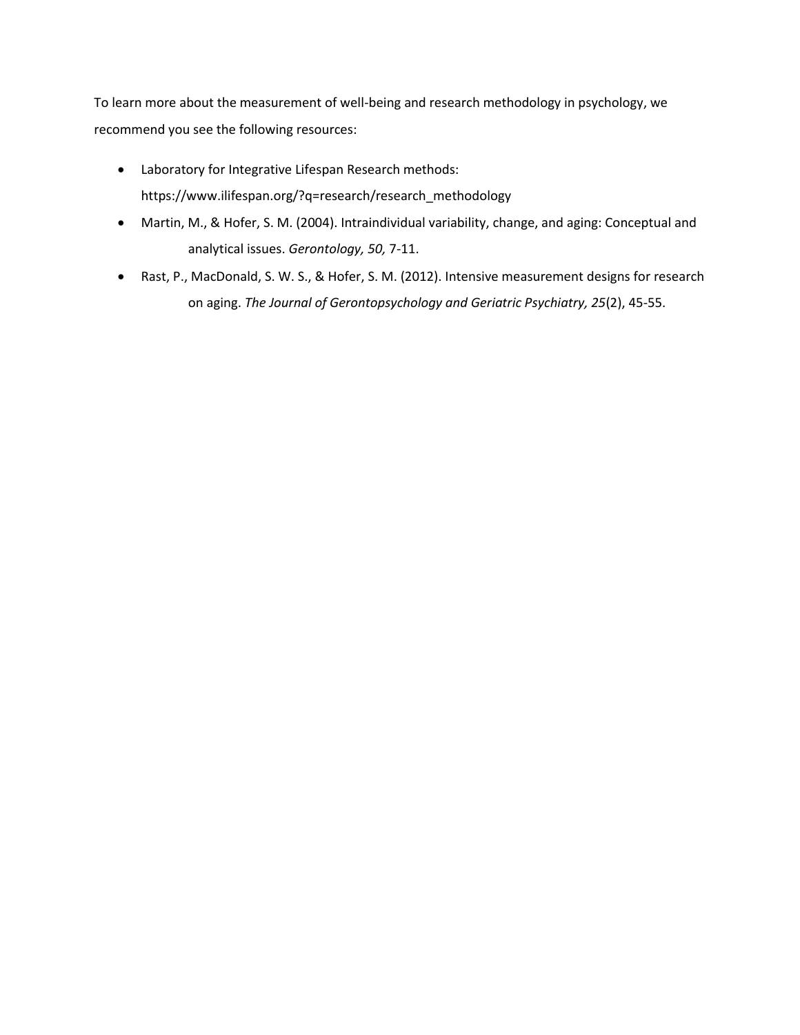To learn more about the measurement of well-being and research methodology in psychology, we recommend you see the following resources:

- Laboratory for Integrative Lifespan Research methods: https://www.ilifespan.org/?q=research/research_methodology
- Martin, M., & Hofer, S. M. (2004). Intraindividual variability, change, and aging: Conceptual and analytical issues. *Gerontology, 50,* 7-11.
- Rast, P., MacDonald, S. W. S., & Hofer, S. M. (2012). Intensive measurement designs for research on aging. *The Journal of Gerontopsychology and Geriatric Psychiatry, 25*(2), 45-55.